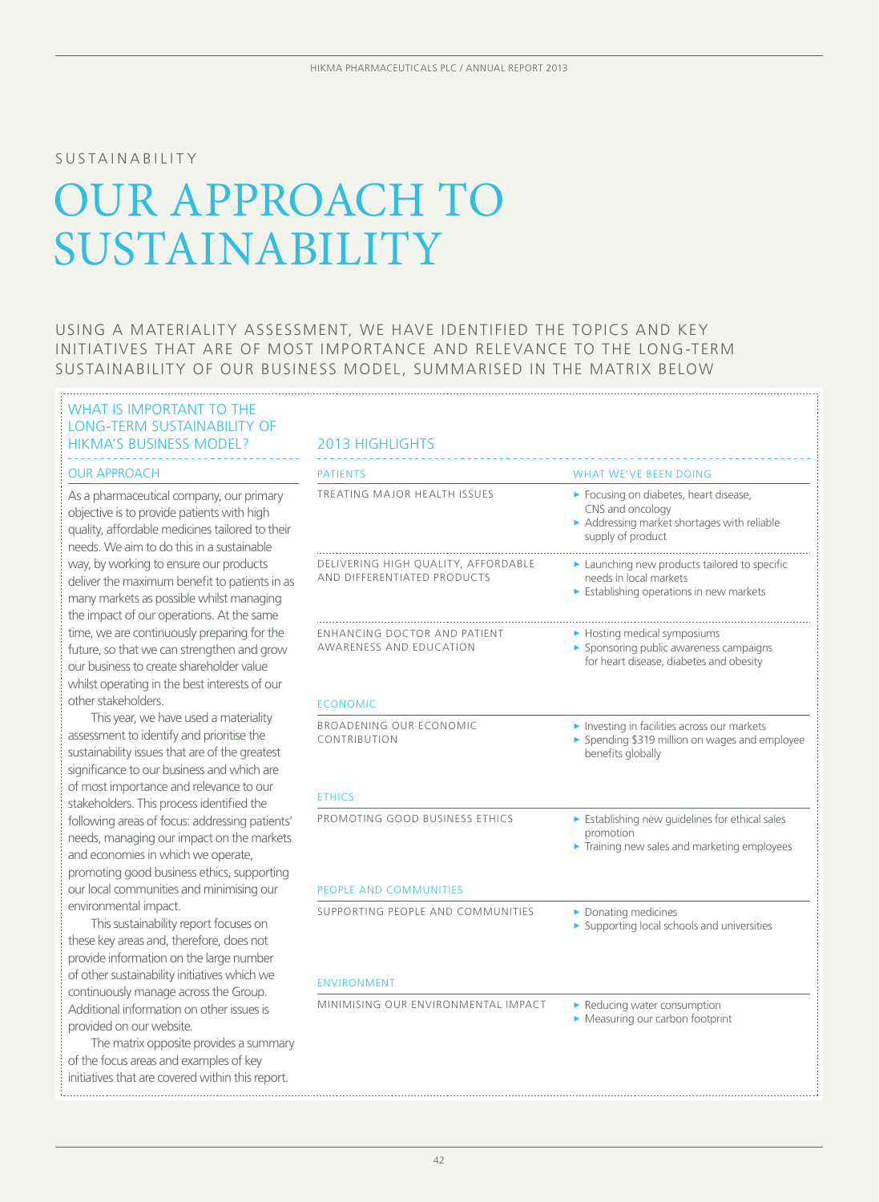SUSTAINABILITY

# OUR APPROACH TO SUSTAINABILITY

USING A MATERIALITY ASSESSMENT, WE HAVE IDENTIFIED THE TOPICS AND KEY INITIATIVES THAT ARE OF MOST IMPORTANCE AND RELEVANCE TO THE LONG-TERM SUSTAINABILITY OF OUR BUSINESS MODEL, SUMMARISED IN THE MATRIX BELOW

## WHAT IS IMPORTANT TO THE LONG-TERM SUSTAINABILITY OF HIKMA'S BUSINESS MODEL?

### OUR APPROACH

As a pharmaceutical company, our primary objective is to provide patients with high quality, affordable medicines tailored to their needs. We aim to do this in a sustainable way, by working to ensure our products deliver the maximum benefit to patients in as many markets as possible whilst managing the impact of our operations. At the same time, we are continuously preparing for the future, so that we can strengthen and grow our business to create shareholder value whilst operating in the best interests of our other stakeholders.

This year, we have used a materiality assessment to identify and prioritise the sustainability issues that are of the greatest significance to our business and which are of most importance and relevance to our stakeholders. This process identified the following areas of focus: addressing patients' needs, managing our impact on the markets and economies in which we operate, promoting good business ethics, supporting our local communities and minimising our environmental impact.

This sustainability report focuses on these key areas and, therefore, does not provide information on the large number of other sustainability initiatives which we continuously manage across the Group. Additional information on other issues is provided on our website.

The matrix opposite provides a summary of the focus areas and examples of key initiatives that are covered within this report.

## 2013 HIGHLIGHTS

| PATIENTS | WHAT WE'VE BEEN DOING |
|---|---|
| TREATING MAJOR HEALTH ISSUES | ► Focusing on diabetes, heart disease, CNS and oncology<br>► Addressing market shortages with reliable supply of product |
| DELIVERING HIGH QUALITY, AFFORDABLE AND DIFFERENTIATED PRODUCTS | ► Launching new products tailored to specific needs in local markets<br>► Establishing operations in new markets |
| ENHANCING DOCTOR AND PATIENT AWARENESS AND EDUCATION | ► Hosting medical symposiums<br>► Sponsoring public awareness campaigns for heart disease, diabetes and obesity |
| **ECONOMIC** | |
| BROADENING OUR ECONOMIC CONTRIBUTION | ► Investing in facilities across our markets<br>► Spending $319 million on wages and employee benefits globally |
| **ETHICS** | |
| PROMOTING GOOD BUSINESS ETHICS | ► Establishing new guidelines for ethical sales promotion<br>► Training new sales and marketing employees |
| **PEOPLE AND COMMUNITIES** | |
| SUPPORTING PEOPLE AND COMMUNITIES | ► Donating medicines<br>► Supporting local schools and universities |
| **ENVIRONMENT** | |
| MINIMISING OUR ENVIRONMENTAL IMPACT | ► Reducing water consumption<br>► Measuring our carbon footprint |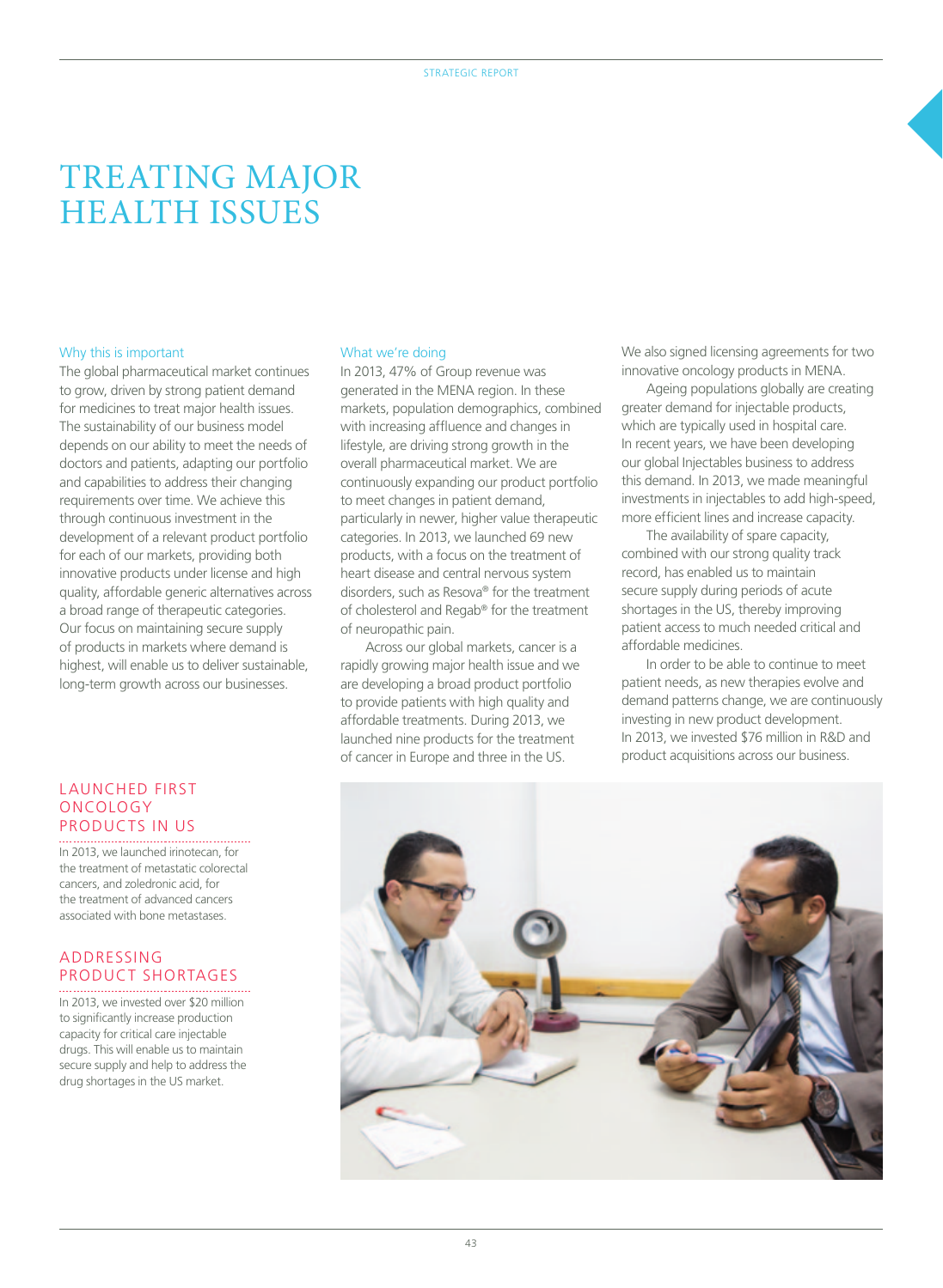# TREATING MAJOR HEALTH ISSUES

## Why this is important

The global pharmaceutical market continues to grow, driven by strong patient demand for medicines to treat major health issues. The sustainability of our business model depends on our ability to meet the needs of doctors and patients, adapting our portfolio and capabilities to address their changing requirements over time. We achieve this through continuous investment in the development of a relevant product portfolio for each of our markets, providing both innovative products under license and high quality, affordable generic alternatives across a broad range of therapeutic categories. Our focus on maintaining secure supply of products in markets where demand is highest, will enable us to deliver sustainable, long-term growth across our businesses.

## What we're doing

In 2013, 47% of Group revenue was generated in the MENA region. In these markets, population demographics, combined with increasing affluence and changes in lifestyle, are driving strong growth in the overall pharmaceutical market. We are continuously expanding our product portfolio to meet changes in patient demand, particularly in newer, higher value therapeutic categories. In 2013, we launched 69 new products, with a focus on the treatment of heart disease and central nervous system disorders, such as Resova® for the treatment of cholesterol and Regab® for the treatment of neuropathic pain.

Across our global markets, cancer is a rapidly growing major health issue and we are developing a broad product portfolio to provide patients with high quality and affordable treatments. During 2013, we launched nine products for the treatment of cancer in Europe and three in the US. We also signed licensing agreements for two innovative oncology products in MENA.

Ageing populations globally are creating greater demand for injectable products, which are typically used in hospital care. In recent years, we have been developing our global Injectables business to address this demand. In 2013, we made meaningful investments in injectables to add high-speed, more efficient lines and increase capacity.

The availability of spare capacity, combined with our strong quality track record, has enabled us to maintain secure supply during periods of acute shortages in the US, thereby improving patient access to much needed critical and affordable medicines.

In order to be able to continue to meet patient needs, as new therapies evolve and demand patterns change, we are continuously investing in new product development. In 2013, we invested $76 million in R&D and product acquisitions across our business.

### LAUNCHED FIRST ONCOLOGY PRODUCTS IN US

In 2013, we launched irinotecan, for the treatment of metastatic colorectal cancers, and zoledronic acid, for the treatment of advanced cancers associated with bone metastases.

### ADDRESSING PRODUCT SHORTAGES

In 2013, we invested over $20 million to significantly increase production capacity for critical care injectable drugs. This will enable us to maintain secure supply and help to address the drug shortages in the US market.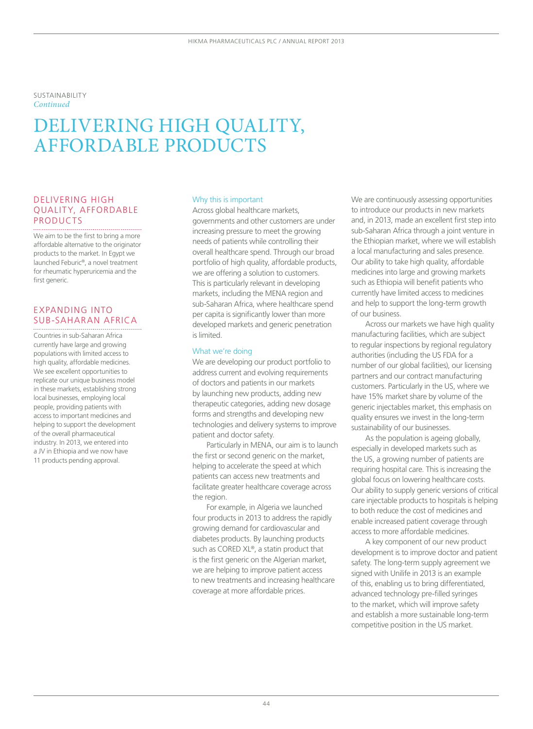SUSTAINABILITY
*Continued*

# DELIVERING HIGH QUALITY, AFFORDABLE PRODUCTS

### DELIVERING HIGH QUALITY, AFFORDABLE PRODUCTS

We aim to be the first to bring a more affordable alternative to the originator products to the market. In Egypt we launched Feburic®, a novel treatment for rheumatic hyperuricemia and the first generic.

### EXPANDING INTO SUB-SAHARAN AFRICA

Countries in sub-Saharan Africa currently have large and growing populations with limited access to high quality, affordable medicines. We see excellent opportunities to replicate our unique business model in these markets, establishing strong local businesses, employing local people, providing patients with access to important medicines and helping to support the development of the overall pharmaceutical industry. In 2013, we entered into a JV in Ethiopia and we now have 11 products pending approval.

#### Why this is important

Across global healthcare markets, governments and other customers are under increasing pressure to meet the growing needs of patients while controlling their overall healthcare spend. Through our broad portfolio of high quality, affordable products, we are offering a solution to customers. This is particularly relevant in developing markets, including the MENA region and sub-Saharan Africa, where healthcare spend per capita is significantly lower than more developed markets and generic penetration is limited.

#### What we're doing

We are developing our product portfolio to address current and evolving requirements of doctors and patients in our markets by launching new products, adding new therapeutic categories, adding new dosage forms and strengths and developing new technologies and delivery systems to improve patient and doctor safety.

Particularly in MENA, our aim is to launch the first or second generic on the market, helping to accelerate the speed at which patients can access new treatments and facilitate greater healthcare coverage across the region.

For example, in Algeria we launched four products in 2013 to address the rapidly growing demand for cardiovascular and diabetes products. By launching products such as CORED XL®, a statin product that is the first generic on the Algerian market, we are helping to improve patient access to new treatments and increasing healthcare coverage at more affordable prices.

We are continuously assessing opportunities to introduce our products in new markets and, in 2013, made an excellent first step into sub-Saharan Africa through a joint venture in the Ethiopian market, where we will establish a local manufacturing and sales presence. Our ability to take high quality, affordable medicines into large and growing markets such as Ethiopia will benefit patients who currently have limited access to medicines and help to support the long-term growth of our business.

Across our markets we have high quality manufacturing facilities, which are subject to regular inspections by regional regulatory authorities (including the US FDA for a number of our global facilities), our licensing partners and our contract manufacturing customers. Particularly in the US, where we have 15% market share by volume of the generic injectables market, this emphasis on quality ensures we invest in the long-term sustainability of our businesses.

As the population is ageing globally, especially in developed markets such as the US, a growing number of patients are requiring hospital care. This is increasing the global focus on lowering healthcare costs. Our ability to supply generic versions of critical care injectable products to hospitals is helping to both reduce the cost of medicines and enable increased patient coverage through access to more affordable medicines.

A key component of our new product development is to improve doctor and patient safety. The long-term supply agreement we signed with Unilife in 2013 is an example of this, enabling us to bring differentiated, advanced technology pre-filled syringes to the market, which will improve safety and establish a more sustainable long-term competitive position in the US market.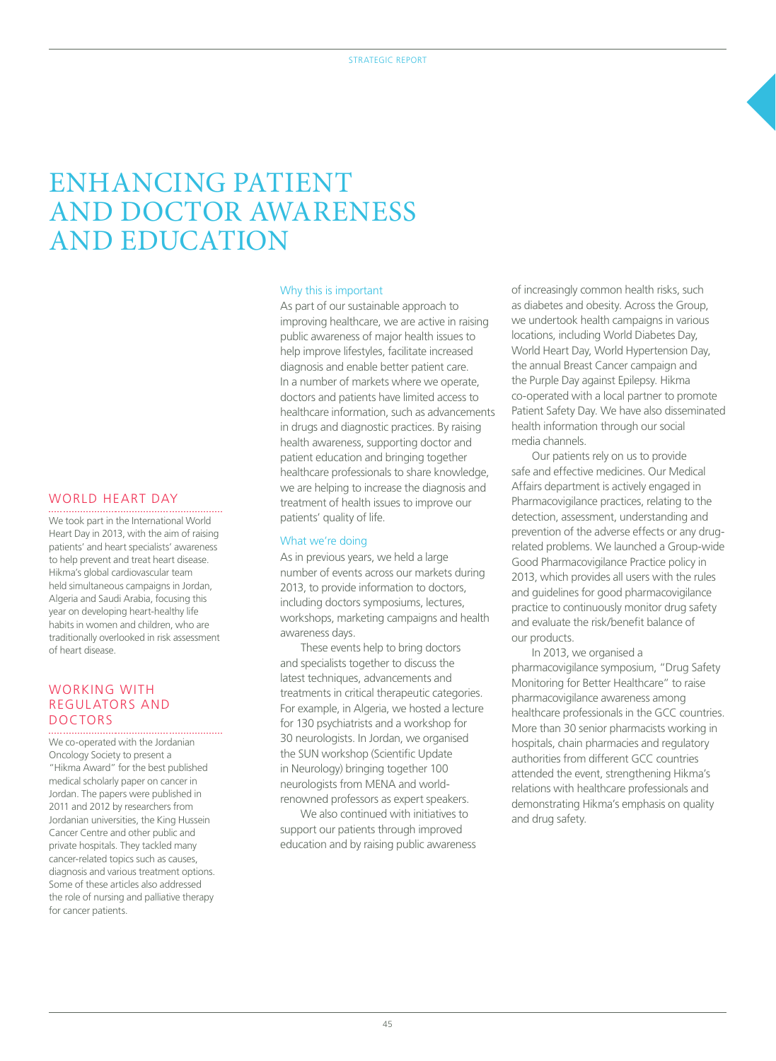# ENHANCING PATIENT AND DOCTOR AWARENESS AND EDUCATION

## Why this is important

As part of our sustainable approach to improving healthcare, we are active in raising public awareness of major health issues to help improve lifestyles, facilitate increased diagnosis and enable better patient care. In a number of markets where we operate, doctors and patients have limited access to healthcare information, such as advancements in drugs and diagnostic practices. By raising health awareness, supporting doctor and patient education and bringing together healthcare professionals to share knowledge, we are helping to increase the diagnosis and treatment of health issues to improve our patients' quality of life.

## What we're doing

As in previous years, we held a large number of events across our markets during 2013, to provide information to doctors, including doctors symposiums, lectures, workshops, marketing campaigns and health awareness days.

These events help to bring doctors and specialists together to discuss the latest techniques, advancements and treatments in critical therapeutic categories. For example, in Algeria, we hosted a lecture for 130 psychiatrists and a workshop for 30 neurologists. In Jordan, we organised the SUN workshop (Scientific Update in Neurology) bringing together 100 neurologists from MENA and world-renowned professors as expert speakers.

We also continued with initiatives to support our patients through improved education and by raising public awareness of increasingly common health risks, such as diabetes and obesity. Across the Group, we undertook health campaigns in various locations, including World Diabetes Day, World Heart Day, World Hypertension Day, the annual Breast Cancer campaign and the Purple Day against Epilepsy. Hikma co-operated with a local partner to promote Patient Safety Day. We have also disseminated health information through our social media channels.

Our patients rely on us to provide safe and effective medicines. Our Medical Affairs department is actively engaged in Pharmacovigilance practices, relating to the detection, assessment, understanding and prevention of the adverse effects or any drug-related problems. We launched a Group-wide Good Pharmacovigilance Practice policy in 2013, which provides all users with the rules and guidelines for good pharmacovigilance practice to continuously monitor drug safety and evaluate the risk/benefit balance of our products.

In 2013, we organised a pharmacovigilance symposium, "Drug Safety Monitoring for Better Healthcare" to raise pharmacovigilance awareness among healthcare professionals in the GCC countries. More than 30 senior pharmacists working in hospitals, chain pharmacies and regulatory authorities from different GCC countries attended the event, strengthening Hikma's relations with healthcare professionals and demonstrating Hikma's emphasis on quality and drug safety.

## WORLD HEART DAY

We took part in the International World Heart Day in 2013, with the aim of raising patients' and heart specialists' awareness to help prevent and treat heart disease. Hikma's global cardiovascular team held simultaneous campaigns in Jordan, Algeria and Saudi Arabia, focusing this year on developing heart-healthy life habits in women and children, who are traditionally overlooked in risk assessment of heart disease.

## WORKING WITH REGULATORS AND DOCTORS

We co-operated with the Jordanian Oncology Society to present a "Hikma Award" for the best published medical scholarly paper on cancer in Jordan. The papers were published in 2011 and 2012 by researchers from Jordanian universities, the King Hussein Cancer Centre and other public and private hospitals. They tackled many cancer-related topics such as causes, diagnosis and various treatment options. Some of these articles also addressed the role of nursing and palliative therapy for cancer patients.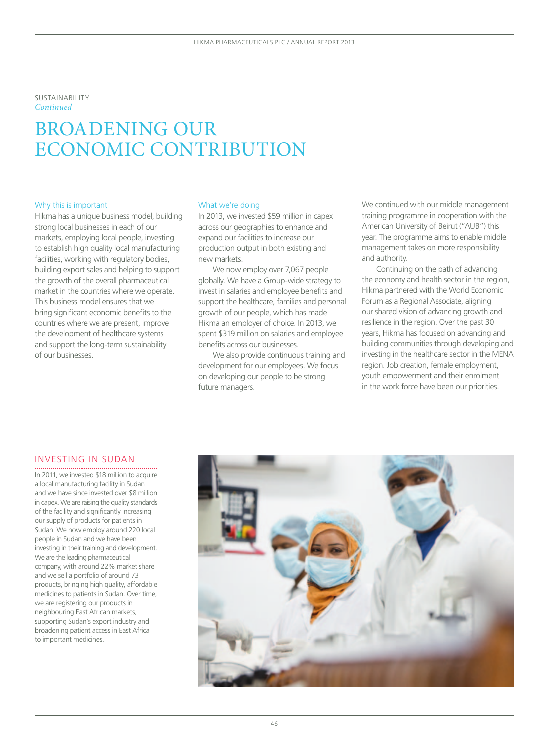SUSTAINABILITY
*Continued*

# BROADENING OUR ECONOMIC CONTRIBUTION

## Why this is important

Hikma has a unique business model, building strong local businesses in each of our markets, employing local people, investing to establish high quality local manufacturing facilities, working with regulatory bodies, building export sales and helping to support the growth of the overall pharmaceutical market in the countries where we operate. This business model ensures that we bring significant economic benefits to the countries where we are present, improve the development of healthcare systems and support the long-term sustainability of our businesses.

## What we're doing

In 2013, we invested $59 million in capex across our geographies to enhance and expand our facilities to increase our production output in both existing and new markets.

We now employ over 7,067 people globally. We have a Group-wide strategy to invest in salaries and employee benefits and support the healthcare, families and personal growth of our people, which has made Hikma an employer of choice. In 2013, we spent $319 million on salaries and employee benefits across our businesses.

We also provide continuous training and development for our employees. We focus on developing our people to be strong future managers.

We continued with our middle management training programme in cooperation with the American University of Beirut ("AUB") this year. The programme aims to enable middle management takes on more responsibility and authority.

Continuing on the path of advancing the economy and health sector in the region, Hikma partnered with the World Economic Forum as a Regional Associate, aligning our shared vision of advancing growth and resilience in the region. Over the past 30 years, Hikma has focused on advancing and building communities through developing and investing in the healthcare sector in the MENA region. Job creation, female employment, youth empowerment and their enrolment in the work force have been our priorities.

## INVESTING IN SUDAN

In 2011, we invested $18 million to acquire a local manufacturing facility in Sudan and we have since invested over $8 million in capex. We are raising the quality standards of the facility and significantly increasing our supply of products for patients in Sudan. We now employ around 220 local people in Sudan and we have been investing in their training and development. We are the leading pharmaceutical company, with around 22% market share and we sell a portfolio of around 73 products, bringing high quality, affordable medicines to patients in Sudan. Over time, we are registering our products in neighbouring East African markets, supporting Sudan's export industry and broadening patient access in East Africa to important medicines.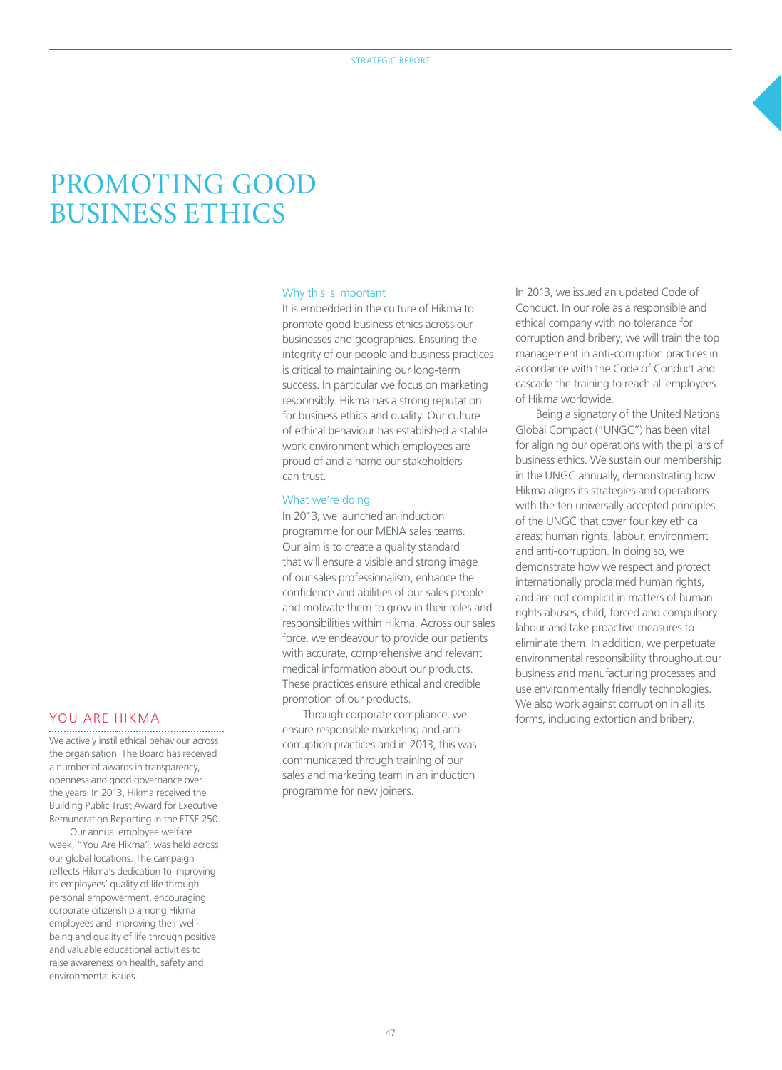# PROMOTING GOOD BUSINESS ETHICS

### Why this is important

It is embedded in the culture of Hikma to promote good business ethics across our businesses and geographies. Ensuring the integrity of our people and business practices is critical to maintaining our long-term success. In particular we focus on marketing responsibly. Hikma has a strong reputation for business ethics and quality. Our culture of ethical behaviour has established a stable work environment which employees are proud of and a name our stakeholders can trust.

### What we're doing

In 2013, we launched an induction programme for our MENA sales teams. Our aim is to create a quality standard that will ensure a visible and strong image of our sales professionalism, enhance the confidence and abilities of our sales people and motivate them to grow in their roles and responsibilities within Hikma. Across our sales force, we endeavour to provide our patients with accurate, comprehensive and relevant medical information about our products. These practices ensure ethical and credible promotion of our products.

Through corporate compliance, we ensure responsible marketing and anti-corruption practices and in 2013, this was communicated through training of our sales and marketing team in an induction programme for new joiners.

In 2013, we issued an updated Code of Conduct. In our role as a responsible and ethical company with no tolerance for corruption and bribery, we will train the top management in anti-corruption practices in accordance with the Code of Conduct and cascade the training to reach all employees of Hikma worldwide.

Being a signatory of the United Nations Global Compact ("UNGC") has been vital for aligning our operations with the pillars of business ethics. We sustain our membership in the UNGC annually, demonstrating how Hikma aligns its strategies and operations with the ten universally accepted principles of the UNGC that cover four key ethical areas: human rights, labour, environment and anti-corruption. In doing so, we demonstrate how we respect and protect internationally proclaimed human rights, and are not complicit in matters of human rights abuses, child, forced and compulsory labour and take proactive measures to eliminate them. In addition, we perpetuate environmental responsibility throughout our business and manufacturing processes and use environmentally friendly technologies. We also work against corruption in all its forms, including extortion and bribery.

## YOU ARE HIKMA

We actively instil ethical behaviour across the organisation. The Board has received a number of awards in transparency, openness and good governance over the years. In 2013, Hikma received the Building Public Trust Award for Executive Remuneration Reporting in the FTSE 250.

Our annual employee welfare week, "You Are Hikma", was held across our global locations. The campaign reflects Hikma's dedication to improving its employees' quality of life through personal empowerment, encouraging corporate citizenship among Hikma employees and improving their well-being and quality of life through positive and valuable educational activities to raise awareness on health, safety and environmental issues.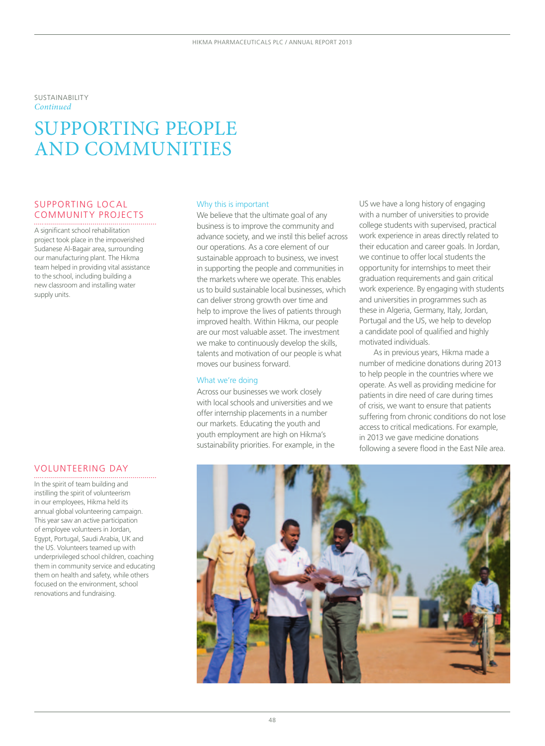SUSTAINABILITY
*Continued*

# SUPPORTING PEOPLE AND COMMUNITIES

## SUPPORTING LOCAL COMMUNITY PROJECTS

A significant school rehabilitation project took place in the impoverished Sudanese Al-Bagair area, surrounding our manufacturing plant. The Hikma team helped in providing vital assistance to the school, including building a new classroom and installing water supply units.

## VOLUNTEERING DAY

In the spirit of team building and instilling the spirit of volunteerism in our employees, Hikma held its annual global volunteering campaign. This year saw an active participation of employee volunteers in Jordan, Egypt, Portugal, Saudi Arabia, UK and the US. Volunteers teamed up with underprivileged school children, coaching them in community service and educating them on health and safety, while others focused on the environment, school renovations and fundraising.

### Why this is important

We believe that the ultimate goal of any business is to improve the community and advance society, and we instil this belief across our operations. As a core element of our sustainable approach to business, we invest in supporting the people and communities in the markets where we operate. This enables us to build sustainable local businesses, which can deliver strong growth over time and help to improve the lives of patients through improved health. Within Hikma, our people are our most valuable asset. The investment we make to continuously develop the skills, talents and motivation of our people is what moves our business forward.

### What we're doing

Across our businesses we work closely with local schools and universities and we offer internship placements in a number our markets. Educating the youth and youth employment are high on Hikma's sustainability priorities. For example, in the US we have a long history of engaging with a number of universities to provide college students with supervised, practical work experience in areas directly related to their education and career goals. In Jordan, we continue to offer local students the opportunity for internships to meet their graduation requirements and gain critical work experience. By engaging with students and universities in programmes such as these in Algeria, Germany, Italy, Jordan, Portugal and the US, we help to develop a candidate pool of qualified and highly motivated individuals.

As in previous years, Hikma made a number of medicine donations during 2013 to help people in the countries where we operate. As well as providing medicine for patients in dire need of care during times of crisis, we want to ensure that patients suffering from chronic conditions do not lose access to critical medications. For example, in 2013 we gave medicine donations following a severe flood in the East Nile area.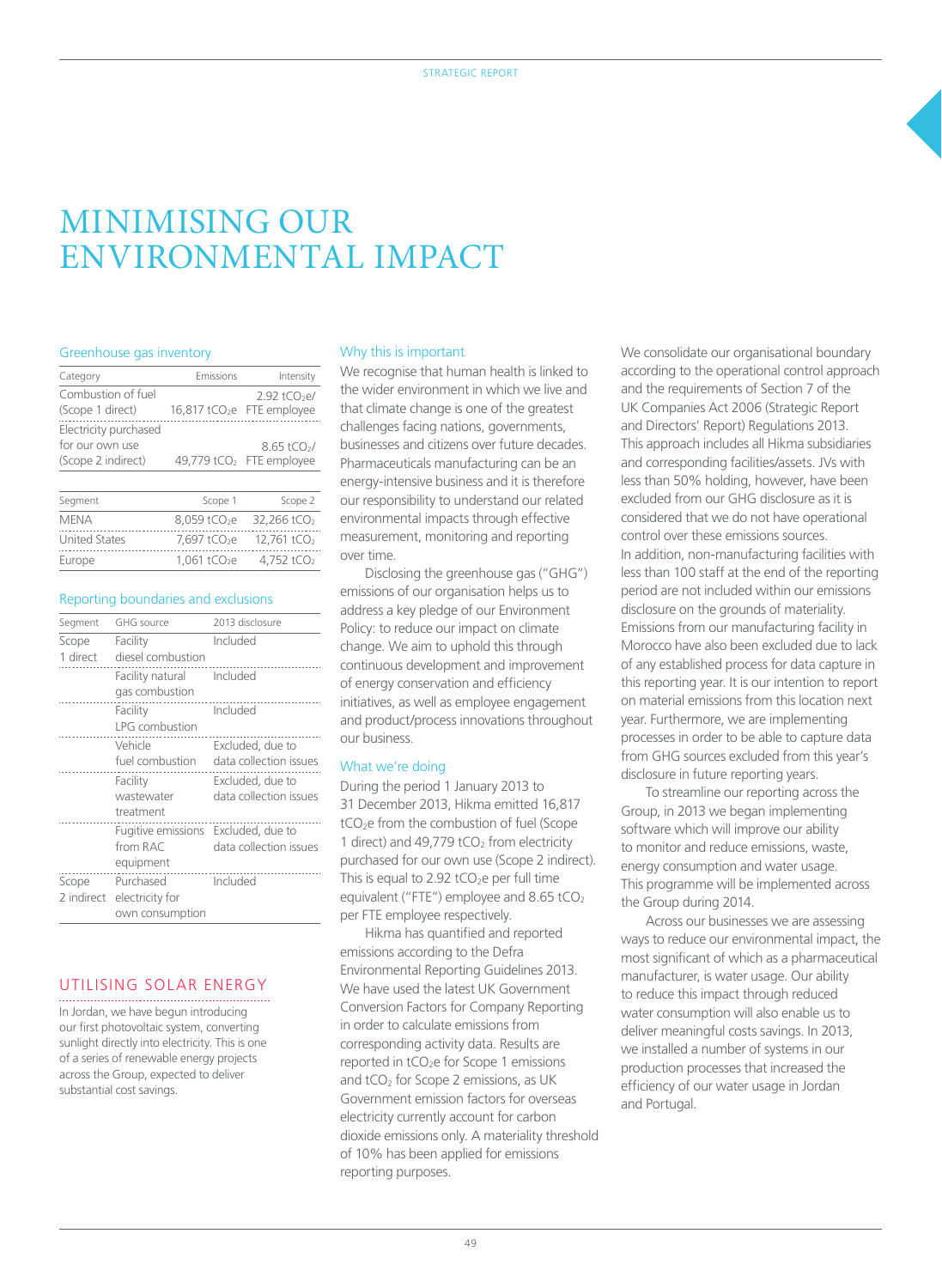# MINIMISING OUR ENVIRONMENTAL IMPACT

## Greenhouse gas inventory

| Category | Emissions | Intensity |
|---|---|---|
| Combustion of fuel (Scope 1 direct) | 16,817 $tCO_2e$ | 2.92 $tCO_2e$/ FTE employee |
| Electricity purchased for our own use (Scope 2 indirect) | 49,779 $tCO_2$ | 8.65 $tCO_2$/ FTE employee |

| Segment | Scope 1 | Scope 2 |
|---|---|---|
| MENA | 8,059 $tCO_2e$ | 32,266 $tCO_2$ |
| United States | 7,697 $tCO_2e$ | 12,761 $tCO_2$ |
| Europe | 1,061 $tCO_2e$ | 4,752 $tCO_2$ |

## Reporting boundaries and exclusions

| Segment | GHG source | 2013 disclosure |
|---|---|---|
| Scope 1 direct | Facility diesel combustion | Included |
| | Facility natural gas combustion | Included |
| | Facility LPG combustion | Included |
| | Vehicle fuel combustion | Excluded, due to data collection issues |
| | Facility wastewater treatment | Excluded, due to data collection issues |
| | Fugitive emissions from RAC equipment | Excluded, due to data collection issues |
| Scope 2 indirect | Purchased electricity for own consumption | Included |

## UTILISING SOLAR ENERGY

In Jordan, we have begun introducing our first photovoltaic system, converting sunlight directly into electricity. This is one of a series of renewable energy projects across the Group, expected to deliver substantial cost savings.

## Why this is important

We recognise that human health is linked to the wider environment in which we live and that climate change is one of the greatest challenges facing nations, governments, businesses and citizens over future decades. Pharmaceuticals manufacturing can be an energy-intensive business and it is therefore our responsibility to understand our related environmental impacts through effective measurement, monitoring and reporting over time.

Disclosing the greenhouse gas ("GHG") emissions of our organisation helps us to address a key pledge of our Environment Policy: to reduce our impact on climate change. We aim to uphold this through continuous development and improvement of energy conservation and efficiency initiatives, as well as employee engagement and product/process innovations throughout our business.

## What we're doing

During the period 1 January 2013 to 31 December 2013, Hikma emitted 16,817 $tCO_2e$ from the combustion of fuel (Scope 1 direct) and 49,779 $tCO_2$ from electricity purchased for our own use (Scope 2 indirect). This is equal to 2.92 $tCO_2e$ per full time equivalent ("FTE") employee and 8.65 $tCO_2$ per FTE employee respectively.

Hikma has quantified and reported emissions according to the Defra Environmental Reporting Guidelines 2013. We have used the latest UK Government Conversion Factors for Company Reporting in order to calculate emissions from corresponding activity data. Results are reported in $tCO_2e$ for Scope 1 emissions and $tCO_2$ for Scope 2 emissions, as UK Government emission factors for overseas electricity currently account for carbon dioxide emissions only. A materiality threshold of 10% has been applied for emissions reporting purposes.

We consolidate our organisational boundary according to the operational control approach and the requirements of Section 7 of the UK Companies Act 2006 (Strategic Report and Directors' Report) Regulations 2013. This approach includes all Hikma subsidiaries and corresponding facilities/assets. JVs with less than 50% holding, however, have been excluded from our GHG disclosure as it is considered that we do not have operational control over these emissions sources. In addition, non-manufacturing facilities with less than 100 staff at the end of the reporting period are not included within our emissions disclosure on the grounds of materiality. Emissions from our manufacturing facility in Morocco have also been excluded due to lack of any established process for data capture in this reporting year. It is our intention to report on material emissions from this location next year. Furthermore, we are implementing processes in order to be able to capture data from GHG sources excluded from this year's disclosure in future reporting years.

To streamline our reporting across the Group, in 2013 we began implementing software which will improve our ability to monitor and reduce emissions, waste, energy consumption and water usage. This programme will be implemented across the Group during 2014.

Across our businesses we are assessing ways to reduce our environmental impact, the most significant of which as a pharmaceutical manufacturer, is water usage. Our ability to reduce this impact through reduced water consumption will also enable us to deliver meaningful costs savings. In 2013, we installed a number of systems in our production processes that increased the efficiency of our water usage in Jordan and Portugal.